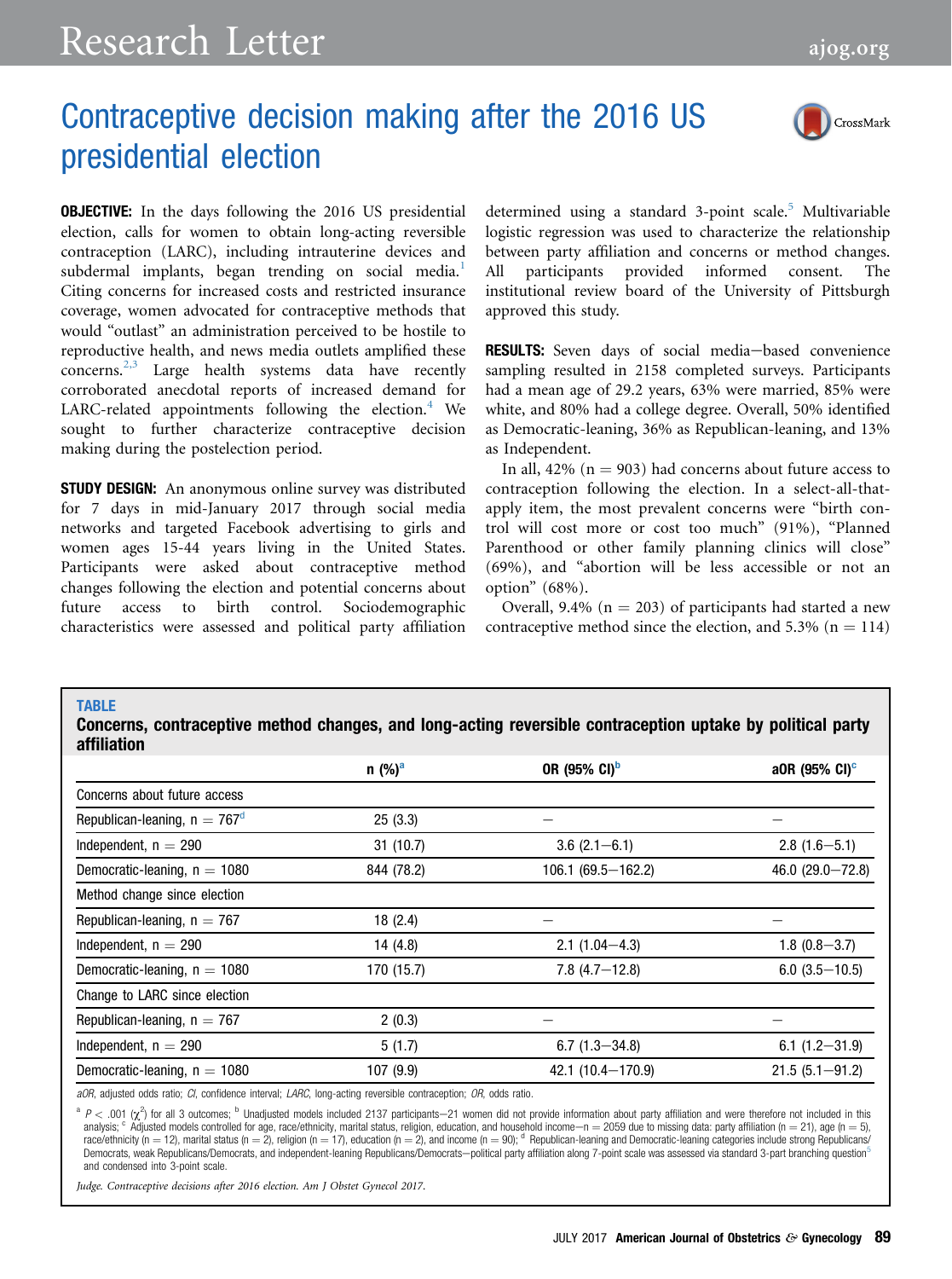# Contraceptive decision making after the 2016 US presidential election

**OBJECTIVE:** In the days following the 2016 US presidential election, calls for women to obtain long-acting reversible contraception (LARC), including intrauterine devices and subdermal implants, began trending on social media.[1] Citing concerns for increased costs and restricted insurance coverage, women advocated for contraceptive methods that would "outlast" an administration perceived to be hostile to reproductive health, and news media outlets amplified these concerns.[2,3] Large health systems data have recently corroborated anecdotal reports of increased demand for LARC-related appointments following the election.[4] We sought to further characterize contraceptive decision making during the postelection period.

**STUDY DESIGN:** An anonymous online survey was distributed for 7 days in mid-January 2017 through social media networks and targeted Facebook advertising to girls and women ages 15-44 years living in the United States. Participants were asked about contraceptive method changes following the election and potential concerns about future access to birth control. Sociodemographic characteristics were assessed and political party affiliation determined using a standard 3-point scale.[5] Multivariable logistic regression was used to characterize the relationship between party affiliation and concerns or method changes. All participants provided informed consent. The institutional review board of the University of Pittsburgh approved this study.

**RESULTS:** Seven days of social media–based convenience sampling resulted in 2158 completed surveys. Participants had a mean age of 29.2 years, 63% were married, 85% were white, and 80% had a college degree. Overall, 50% identified as Democratic-leaning, 36% as Republican-leaning, and 13% as Independent.

In all, 42% (n = 903) had concerns about future access to contraception following the election. In a select-all-that-apply item, the most prevalent concerns were "birth control will cost more or cost too much" (91%), "Planned Parenthood or other family planning clinics will close" (69%), and "abortion will be less accessible or not an option" (68%).

Overall, 9.4% (n = 203) of participants had started a new contraceptive method since the election, and 5.3% (n = 114)

**TABLE**

**Concerns, contraceptive method changes, and long-acting reversible contraception uptake by political party affiliation**

| | n (%)[a] | OR (95% CI)[b] | aOR (95% CI)[c] |
|---|---|---|---|
| Concerns about future access | | | |
| Republican-leaning, n = 767[d] | 25 (3.3) | — | — |
| Independent, n = 290 | 31 (10.7) | 3.6 (2.1–6.1) | 2.8 (1.6–5.1) |
| Democratic-leaning, n = 1080 | 844 (78.2) | 106.1 (69.5–162.2) | 46.0 (29.0–72.8) |
| Method change since election | | | |
| Republican-leaning, n = 767 | 18 (2.4) | — | — |
| Independent, n = 290 | 14 (4.8) | 2.1 (1.04–4.3) | 1.8 (0.8–3.7) |
| Democratic-leaning, n = 1080 | 170 (15.7) | 7.8 (4.7–12.8) | 6.0 (3.5–10.5) |
| Change to LARC since election | | | |
| Republican-leaning, n = 767 | 2 (0.3) | — | — |
| Independent, n = 290 | 5 (1.7) | 6.7 (1.3–34.8) | 6.1 (1.2–31.9) |
| Democratic-leaning, n = 1080 | 107 (9.9) | 42.1 (10.4–170.9) | 21.5 (5.1–91.2) |

*aOR*, adjusted odds ratio; *CI*, confidence interval; *LARC*, long-acting reversible contraception; *OR*, odds ratio.

[a] $P < .001$ ($\chi^2$) for all 3 outcomes; [b] Unadjusted models included 2137 participants—21 women did not provide information about party affiliation and were therefore not included in this analysis; [c] Adjusted models controlled for age, race/ethnicity, marital status, religion, education, and household income—n = 2059 due to missing data: party affiliation (n = 21), age (n = 5), race/ethnicity (n = 12), marital status (n = 2), religion (n = 17), education (n = 2), and income (n = 90); [d] Republican-leaning and Democratic-leaning categories include strong Republicans/Democrats, weak Republicans/Democrats, and independent-leaning Republicans/Democrats—political party affiliation along 7-point scale was assessed via standard 3-part branching question[5] and condensed into 3-point scale.

*Judge. Contraceptive decisions after 2016 election. Am J Obstet Gynecol 2017.*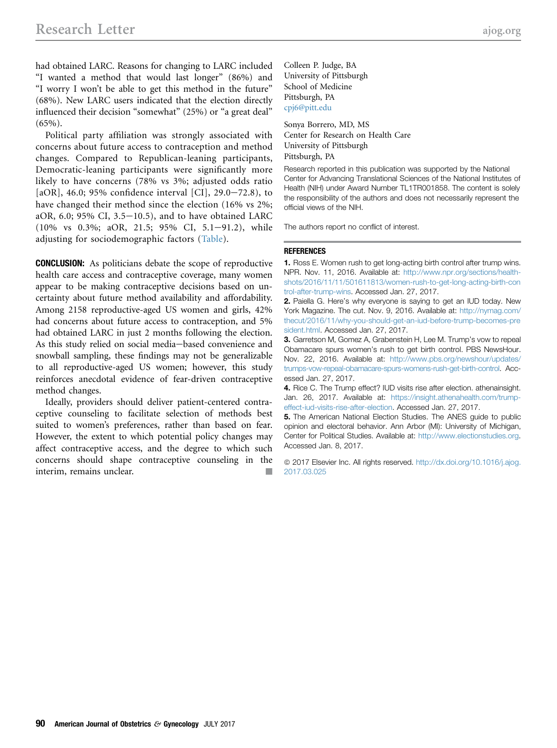had obtained LARC. Reasons for changing to LARC included "I wanted a method that would last longer" (86%) and "I worry I won't be able to get this method in the future" (68%). New LARC users indicated that the election directly influenced their decision "somewhat" (25%) or "a great deal" (65%).

Political party affiliation was strongly associated with concerns about future access to contraception and method changes. Compared to Republican-leaning participants, Democratic-leaning participants were significantly more likely to have concerns (78% vs 3%; adjusted odds ratio [aOR], 46.0; 95% confidence interval [CI], 29.0–72.8), to have changed their method since the election (16% vs 2%; aOR, 6.0; 95% CI, 3.5–10.5), and to have obtained LARC (10% vs 0.3%; aOR, 21.5; 95% CI, 5.1–91.2), while adjusting for sociodemographic factors (Table).

**CONCLUSION:** As politicians debate the scope of reproductive health care access and contraceptive coverage, many women appear to be making contraceptive decisions based on uncertainty about future method availability and affordability. Among 2158 reproductive-aged US women and girls, 42% had concerns about future access to contraception, and 5% had obtained LARC in just 2 months following the election. As this study relied on social media–based convenience and snowball sampling, these findings may not be generalizable to all reproductive-aged US women; however, this study reinforces anecdotal evidence of fear-driven contraceptive method changes.

Ideally, providers should deliver patient-centered contraceptive counseling to facilitate selection of methods best suited to women's preferences, rather than based on fear. However, the extent to which potential policy changes may affect contraceptive access, and the degree to which such concerns should shape contraceptive counseling in the interim, remains unclear. ■

Colleen P. Judge, BA
University of Pittsburgh
School of Medicine
Pittsburgh, PA
cpj6@pitt.edu

Sonya Borrero, MD, MS
Center for Research on Health Care
University of Pittsburgh
Pittsburgh, PA

Research reported in this publication was supported by the National Center for Advancing Translational Sciences of the National Institutes of Health (NIH) under Award Number TL1TR001858. The content is solely the responsibility of the authors and does not necessarily represent the official views of the NIH.

The authors report no conflict of interest.

## REFERENCES

1. Ross E. Women rush to get long-acting birth control after trump wins. NPR. Nov. 11, 2016. Available at: http://www.npr.org/sections/health-shots/2016/11/11/501611813/women-rush-to-get-long-acting-birth-control-after-trump-wins. Accessed Jan. 27, 2017.
2. Paiella G. Here's why everyone is saying to get an IUD today. New York Magazine. The cut. Nov. 9, 2016. Available at: http://nymag.com/thecut/2016/11/why-you-should-get-an-iud-before-trump-becomes-president.html. Accessed Jan. 27, 2017.
3. Garretson M, Gomez A, Grabenstein H, Lee M. Trump's vow to repeal Obamacare spurs women's rush to get birth control. PBS NewsHour. Nov. 22, 2016. Available at: http://www.pbs.org/newshour/updates/trumps-vow-repeal-obamacare-spurs-womens-rush-get-birth-control. Accessed Jan. 27, 2017.
4. Rice C. The Trump effect? IUD visits rise after election. athenainsight. Jan. 26, 2017. Available at: https://insight.athenahealth.com/trump-effect-iud-visits-rise-after-election. Accessed Jan. 27, 2017.
5. The American National Election Studies. The ANES guide to public opinion and electoral behavior. Ann Arbor (MI): University of Michigan, Center for Political Studies. Available at: http://www.electionstudies.org. Accessed Jan. 8, 2017.

© 2017 Elsevier Inc. All rights reserved. http://dx.doi.org/10.1016/j.ajog.2017.03.025